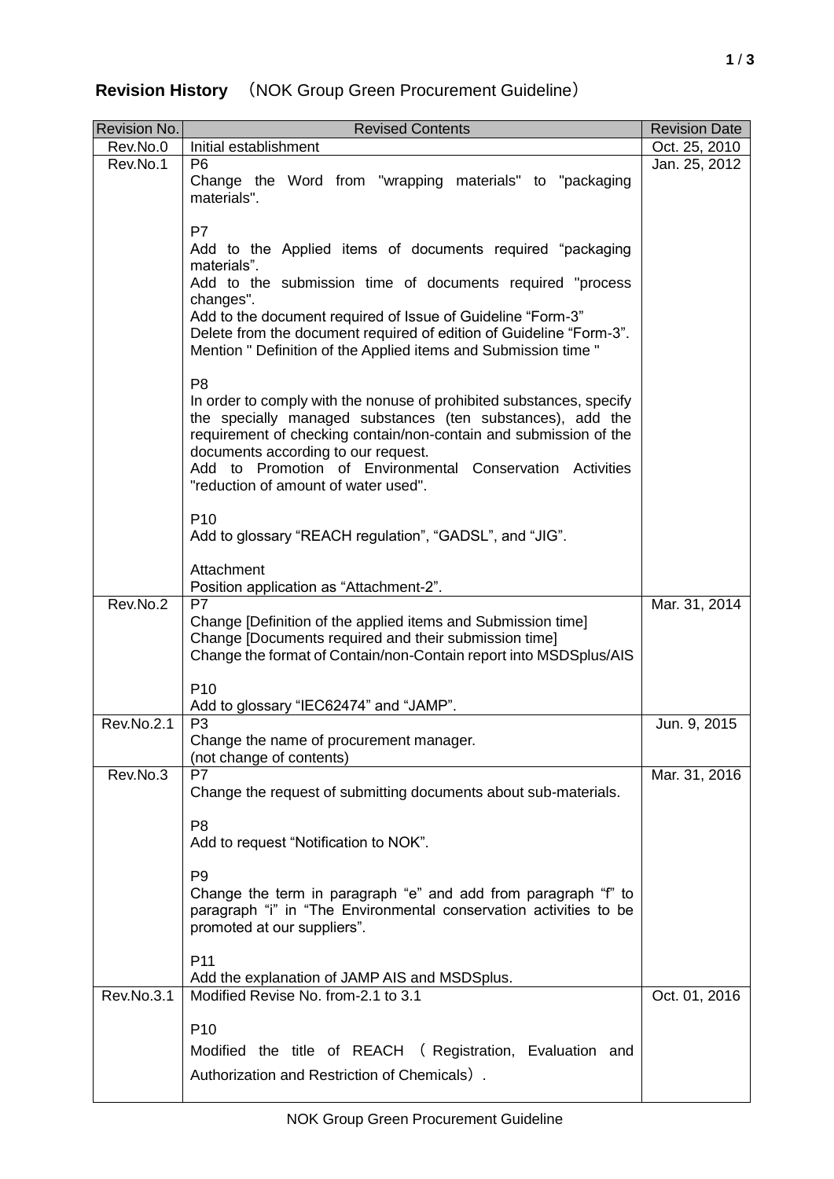## Revision History （NOK Group Green Procurement Guideline）

| Revision No. | Revised Contents | Revision Date |
|---|---|---|
| Rev.No.0 | Initial establishment | Oct. 25, 2010 |
| Rev.No.1 | P6<br>Change the Word from "wrapping materials" to "packaging materials".<br><br>P7<br>Add to the Applied items of documents required “packaging materials”.<br>Add to the submission time of documents required "process changes".<br>Add to the document required of Issue of Guideline “Form-3”<br>Delete from the document required of edition of Guideline “Form-3”.<br>Mention " Definition of the Applied items and Submission time "<br><br>P8<br>In order to comply with the nonuse of prohibited substances, specify the specially managed substances (ten substances), add the requirement of checking contain/non-contain and submission of the documents according to our request.<br>Add to Promotion of Environmental Conservation Activities "reduction of amount of water used".<br><br>P10<br>Add to glossary “REACH regulation”, “GADSL”, and “JIG”.<br><br>Attachment<br>Position application as “Attachment-2”. | Jan. 25, 2012 |
| Rev.No.2 | P7<br>Change [Definition of the applied items and Submission time]<br>Change [Documents required and their submission time]<br>Change the format of Contain/non-Contain report into MSDSplus/AIS<br><br>P10<br>Add to glossary “IEC62474” and “JAMP”. | Mar. 31, 2014 |
| Rev.No.2.1 | P3<br>Change the name of procurement manager.<br>(not change of contents) | Jun. 9, 2015 |
| Rev.No.3 | P7<br>Change the request of submitting documents about sub-materials.<br><br>P8<br>Add to request “Notification to NOK”.<br><br>P9<br>Change the term in paragraph “e” and add from paragraph “f” to paragraph “i” in “The Environmental conservation activities to be promoted at our suppliers”.<br><br>P11<br>Add the explanation of JAMP AIS and MSDSplus. | Mar. 31, 2016 |
| Rev.No.3.1 | Modified Revise No. from-2.1 to 3.1<br><br>P10<br>Modified the title of REACH （Registration, Evaluation and Authorization and Restriction of Chemicals）. | Oct. 01, 2016 |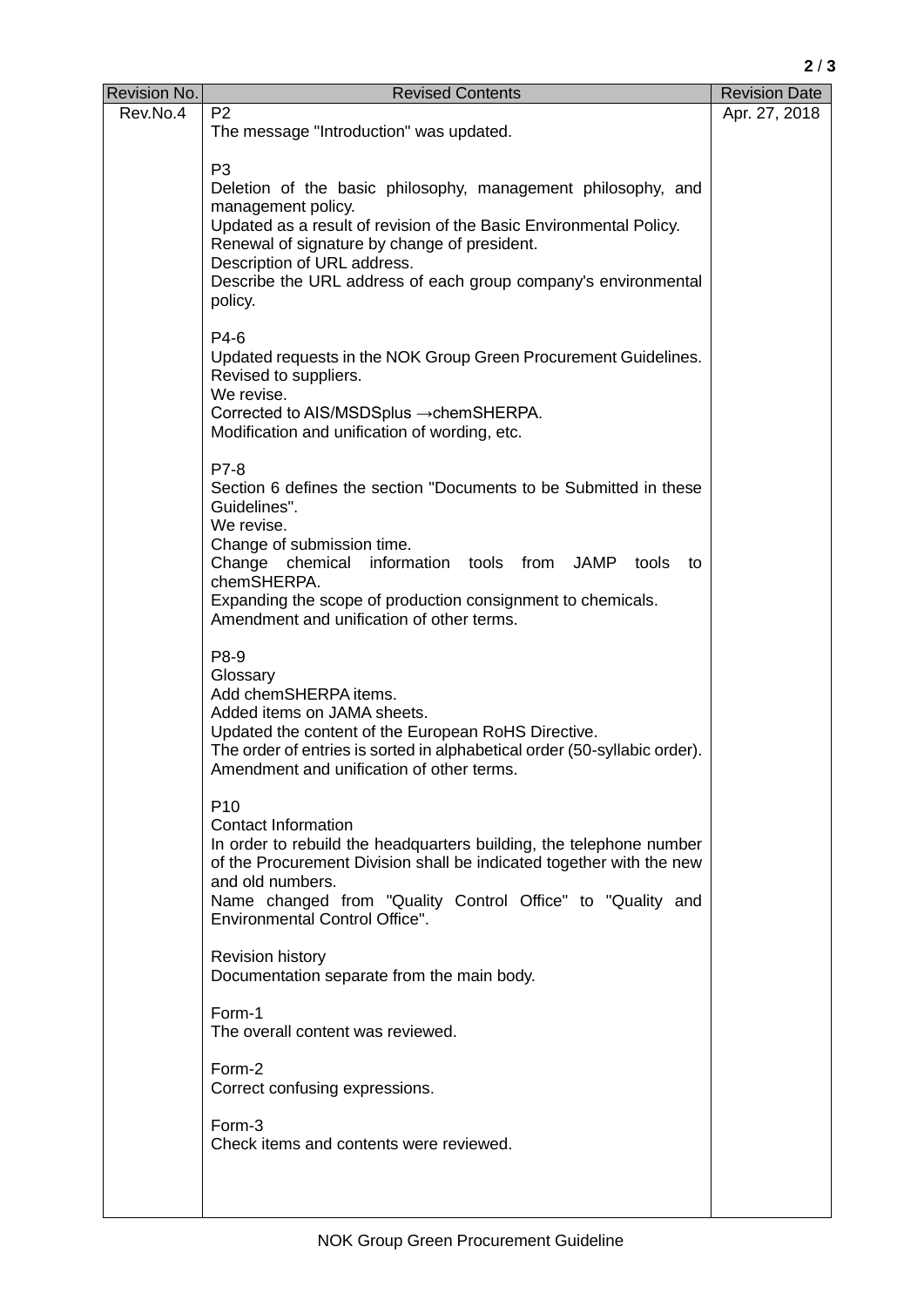| Revision No. | Revised Contents | Revision Date |
|---|---|---|
| Rev.No.4 | P2<br>The message "Introduction" was updated.<br><br>P3<br>Deletion of the basic philosophy, management philosophy, and management policy.<br>Updated as a result of revision of the Basic Environmental Policy.<br>Renewal of signature by change of president.<br>Description of URL address.<br>Describe the URL address of each group company's environmental policy.<br><br>P4-6<br>Updated requests in the NOK Group Green Procurement Guidelines.<br>Revised to suppliers.<br>We revise.<br>Corrected to AIS/MSDSplus →chemSHERPA.<br>Modification and unification of wording, etc.<br><br>P7-8<br>Section 6 defines the section "Documents to be Submitted in these Guidelines".<br>We revise.<br>Change of submission time.<br>Change chemical information tools from JAMP tools to chemSHERPA.<br>Expanding the scope of production consignment to chemicals.<br>Amendment and unification of other terms.<br><br>P8-9<br>Glossary<br>Add chemSHERPA items.<br>Added items on JAMA sheets.<br>Updated the content of the European RoHS Directive.<br>The order of entries is sorted in alphabetical order (50-syllabic order).<br>Amendment and unification of other terms.<br><br>P10<br>Contact Information<br>In order to rebuild the headquarters building, the telephone number of the Procurement Division shall be indicated together with the new and old numbers.<br>Name changed from "Quality Control Office" to "Quality and Environmental Control Office".<br><br>Revision history<br>Documentation separate from the main body.<br><br>Form-1<br>The overall content was reviewed.<br><br>Form-2<br>Correct confusing expressions.<br><br>Form-3<br>Check items and contents were reviewed. | Apr. 27, 2018 |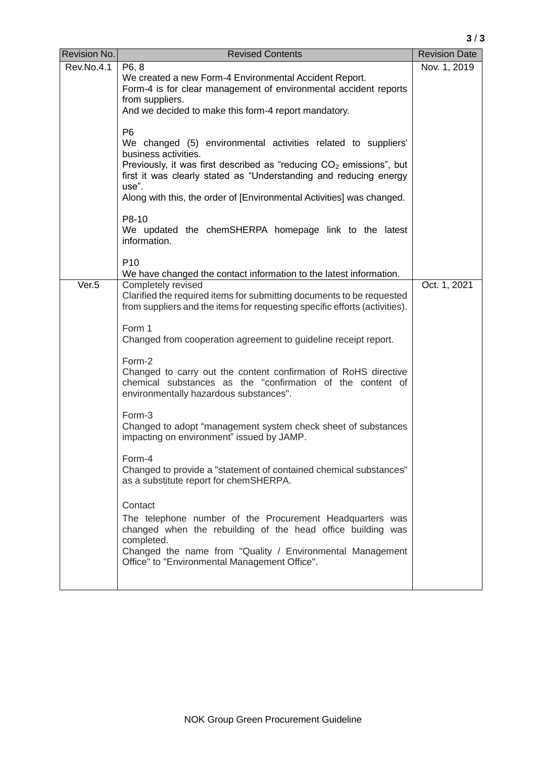| Revision No. | Revised Contents | Revision Date |
|---|---|---|
| Rev.No.4.1 | P6, 8<br>We created a new Form-4 Environmental Accident Report.<br>Form-4 is for clear management of environmental accident reports from suppliers.<br>And we decided to make this form-4 report mandatory.<br><br>P6<br>We changed (5) environmental activities related to suppliers' business activities.<br>Previously, it was first described as “reducing $CO_2$ emissions”, but first it was clearly stated as “Understanding and reducing energy use”.<br>Along with this, the order of [Environmental Activities] was changed.<br><br>P8-10<br>We updated the chemSHERPA homepage link to the latest information.<br><br>P10<br>We have changed the contact information to the latest information. | Nov. 1, 2019 |
| Ver.5 | Completely revised<br>Clarified the required items for submitting documents to be requested from suppliers and the items for requesting specific efforts (activities).<br><br>Form 1<br>Changed from cooperation agreement to guideline receipt report.<br><br>Form-2<br>Changed to carry out the content confirmation of RoHS directive chemical substances as the "confirmation of the content of environmentally hazardous substances".<br><br>Form-3<br>Changed to adopt “management system check sheet of substances impacting on environment” issued by JAMP.<br><br>Form-4<br>Changed to provide a "statement of contained chemical substances" as a substitute report for chemSHERPA.<br><br>Contact<br>The telephone number of the Procurement Headquarters was changed when the rebuilding of the head office building was completed.<br>Changed the name from "Quality / Environmental Management Office" to "Environmental Management Office". | Oct. 1, 2021 |